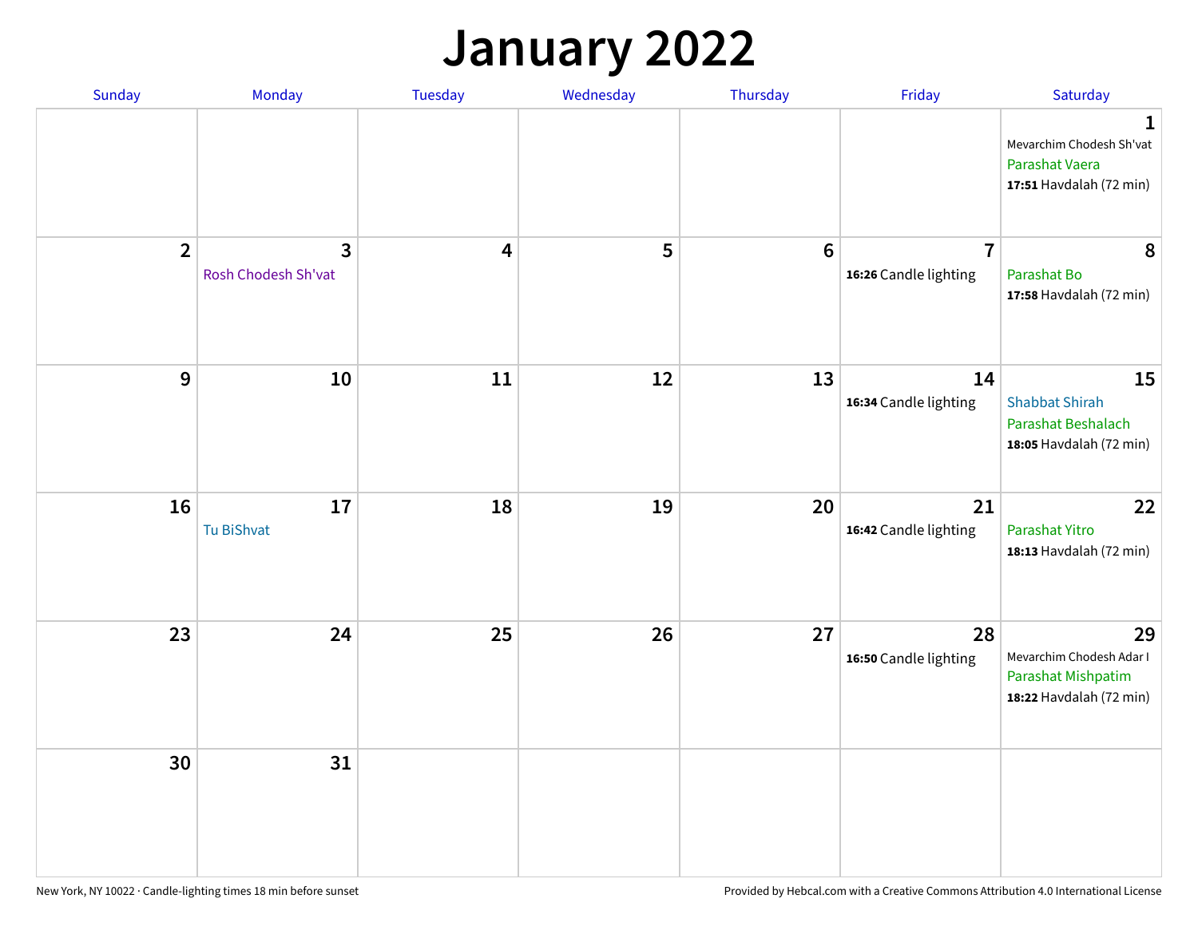# January 2022

| Sunday | Monday | Tuesday | Wednesday | Thursday | Friday | Saturday |
|---|---|---|---|---|---|---|
| | | | | | | **1** Mevarchim Chodesh Sh'vat Parashat Vaera **17:51** Havdalah (72 min) |
| **2** | **3** Rosh Chodesh Sh'vat | **4** | **5** | **6** | **7** **16:26** Candle lighting | **8** Parashat Bo **17:58** Havdalah (72 min) |
| **9** | **10** | **11** | **12** | **13** | **14** **16:34** Candle lighting | **15** Shabbat Shirah Parashat Beshalach **18:05** Havdalah (72 min) |
| **16** | **17** Tu BiShvat | **18** | **19** | **20** | **21** **16:42** Candle lighting | **22** Parashat Yitro **18:13** Havdalah (72 min) |
| **23** | **24** | **25** | **26** | **27** | **28** **16:50** Candle lighting | **29** Mevarchim Chodesh Adar I Parashat Mishpatim **18:22** Havdalah (72 min) |
| **30** | **31** | | | | | |

New York, NY 10022 · Candle-lighting times 18 min before sunset

Provided by Hebcal.com with a Creative Commons Attribution 4.0 International License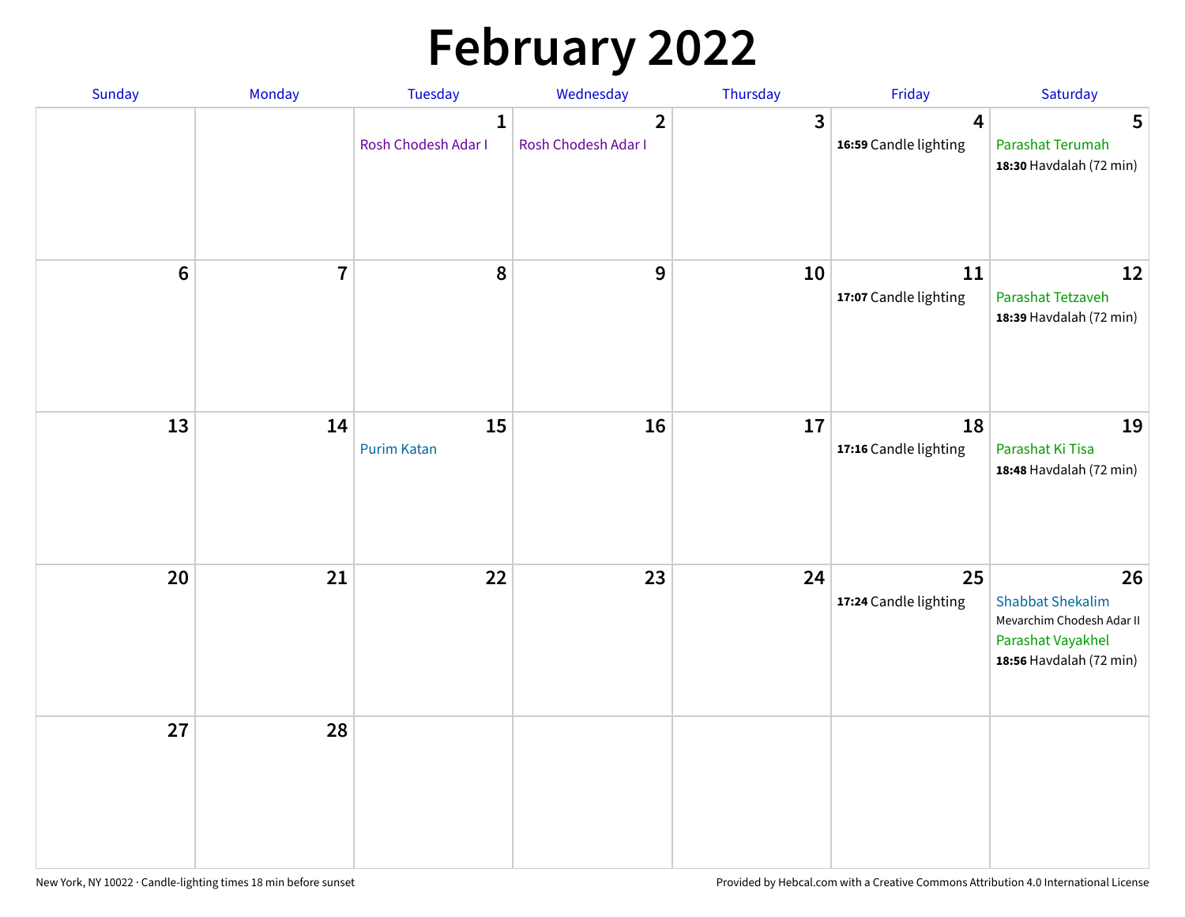# February 2022

| Sunday | Monday | Tuesday | Wednesday | Thursday | Friday | Saturday |
| --- | --- | --- | --- | --- | --- | --- |
| | | 1<br>Rosh Chodesh Adar I | 2<br>Rosh Chodesh Adar I | 3 | 4<br>**16:59** Candle lighting | 5<br>Parashat Terumah<br>**18:30** Havdalah (72 min) |
| 6 | 7 | 8 | 9 | 10 | 11<br>**17:07** Candle lighting | 12<br>Parashat Tetzaveh<br>**18:39** Havdalah (72 min) |
| 13 | 14 | 15<br>Purim Katan | 16 | 17 | 18<br>**17:16** Candle lighting | 19<br>Parashat Ki Tisa<br>**18:48** Havdalah (72 min) |
| 20 | 21 | 22 | 23 | 24 | 25<br>**17:24** Candle lighting | 26<br>Shabbat Shekalim<br>Mevarchim Chodesh Adar II<br>Parashat Vayakhel<br>**18:56** Havdalah (72 min) |
| 27 | 28 | | | | | |

New York, NY 10022 · Candle-lighting times 18 min before sunset

Provided by Hebcal.com with a Creative Commons Attribution 4.0 International License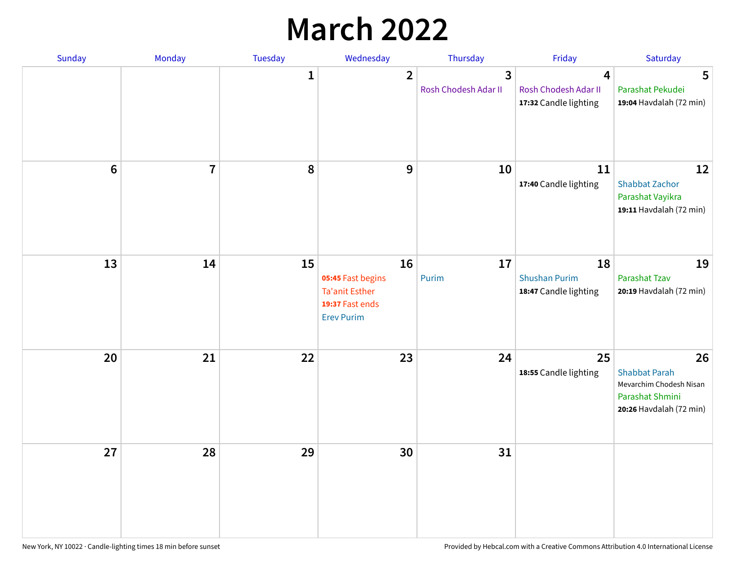# March 2022

| Sunday | Monday | Tuesday | Wednesday | Thursday | Friday | Saturday |
| --- | --- | --- | --- | --- | --- | --- |
| | | 1 | 2 | 3<br>Rosh Chodesh Adar II | 4<br>Rosh Chodesh Adar II<br>**17:32** Candle lighting | 5<br>Parashat Pekudei<br>**19:04** Havdalah (72 min) |
| 6 | 7 | 8 | 9 | 10 | 11<br>**17:40** Candle lighting | 12<br>Shabbat Zachor<br>Parashat Vayikra<br>**19:11** Havdalah (72 min) |
| 13 | 14 | 15 | 16<br>**05:45** Fast begins<br>Ta'anit Esther<br>**19:37** Fast ends<br>Erev Purim | 17<br>Purim | 18<br>Shushan Purim<br>**18:47** Candle lighting | 19<br>Parashat Tzav<br>**20:19** Havdalah (72 min) |
| 20 | 21 | 22 | 23 | 24 | 25<br>**18:55** Candle lighting | 26<br>Shabbat Parah<br>Mevarchim Chodesh Nisan<br>Parashat Shmini<br>**20:26** Havdalah (72 min) |
| 27 | 28 | 29 | 30 | 31 | | |

New York, NY 10022 · Candle-lighting times 18 min before sunset

Provided by Hebcal.com with a Creative Commons Attribution 4.0 International License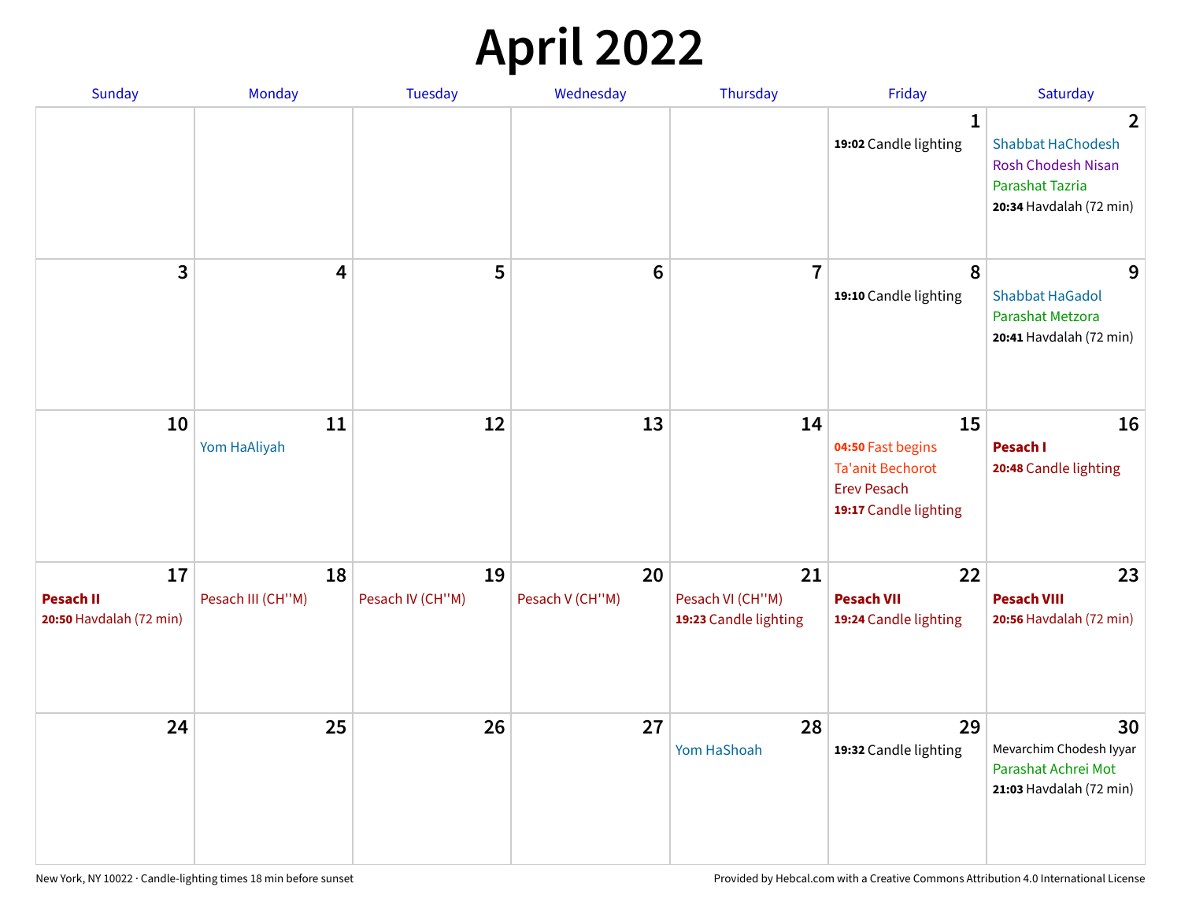# April 2022

| Sunday | Monday | Tuesday | Wednesday | Thursday | Friday | Saturday |
|---|---|---|---|---|---|---|
| | | | | | **1**<br>**19:02** Candle lighting | **2**<br>Shabbat HaChodesh<br>Rosh Chodesh Nisan<br>Parashat Tazria<br>**20:34** Havdalah (72 min) |
| **3** | **4** | **5** | **6** | **7** | **8**<br>**19:10** Candle lighting | **9**<br>Shabbat HaGadol<br>Parashat Metzora<br>**20:41** Havdalah (72 min) |
| **10** | **11**<br>Yom HaAliyah | **12** | **13** | **14** | **15**<br>**04:50** Fast begins<br>Ta'anit Bechorot<br>Erev Pesach<br>**19:17** Candle lighting | **16**<br>**Pesach I**<br>**20:48** Candle lighting |
| **17**<br>**Pesach II**<br>**20:50** Havdalah (72 min) | **18**<br>Pesach III (CH''M) | **19**<br>Pesach IV (CH''M) | **20**<br>Pesach V (CH''M) | **21**<br>Pesach VI (CH''M)<br>**19:23** Candle lighting | **22**<br>**Pesach VII**<br>**19:24** Candle lighting | **23**<br>**Pesach VIII**<br>**20:56** Havdalah (72 min) |
| **24** | **25** | **26** | **27** | **28**<br>Yom HaShoah | **29**<br>**19:32** Candle lighting | **30**<br>Mevarchim Chodesh Iyyar<br>Parashat Achrei Mot<br>**21:03** Havdalah (72 min) |

New York, NY 10022 · Candle-lighting times 18 min before sunset

Provided by Hebcal.com with a Creative Commons Attribution 4.0 International License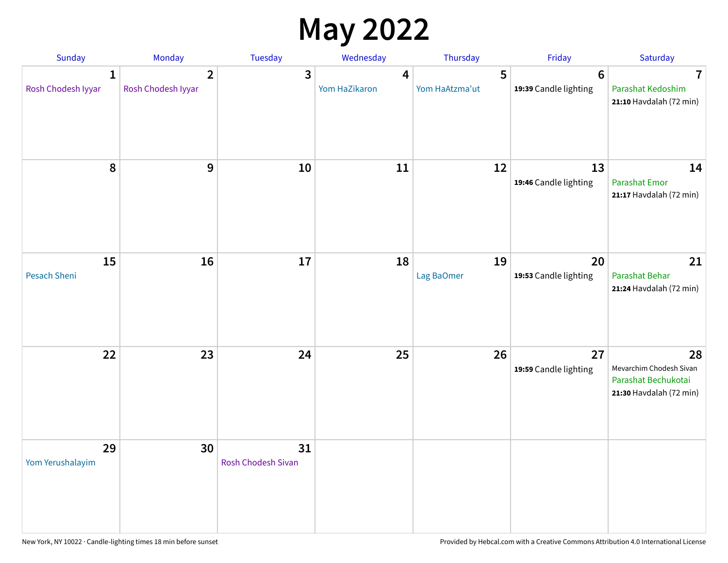# May 2022

| Sunday | Monday | Tuesday | Wednesday | Thursday | Friday | Saturday |
|---|---|---|---|---|---|---|
| **1** Rosh Chodesh Iyyar | **2** Rosh Chodesh Iyyar | **3** | **4** Yom HaZikaron | **5** Yom HaAtzma'ut | **6** **19:39** Candle lighting | **7** Parashat Kedoshim **21:10** Havdalah (72 min) |
| **8** | **9** | **10** | **11** | **12** | **13** **19:46** Candle lighting | **14** Parashat Emor **21:17** Havdalah (72 min) |
| **15** Pesach Sheni | **16** | **17** | **18** | **19** Lag BaOmer | **20** **19:53** Candle lighting | **21** Parashat Behar **21:24** Havdalah (72 min) |
| **22** | **23** | **24** | **25** | **26** | **27** **19:59** Candle lighting | **28** Mevarchim Chodesh Sivan Parashat Bechukotai **21:30** Havdalah (72 min) |
| **29** Yom Yerushalayim | **30** | **31** Rosh Chodesh Sivan | | | | |

New York, NY 10022 · Candle-lighting times 18 min before sunset

Provided by Hebcal.com with a Creative Commons Attribution 4.0 International License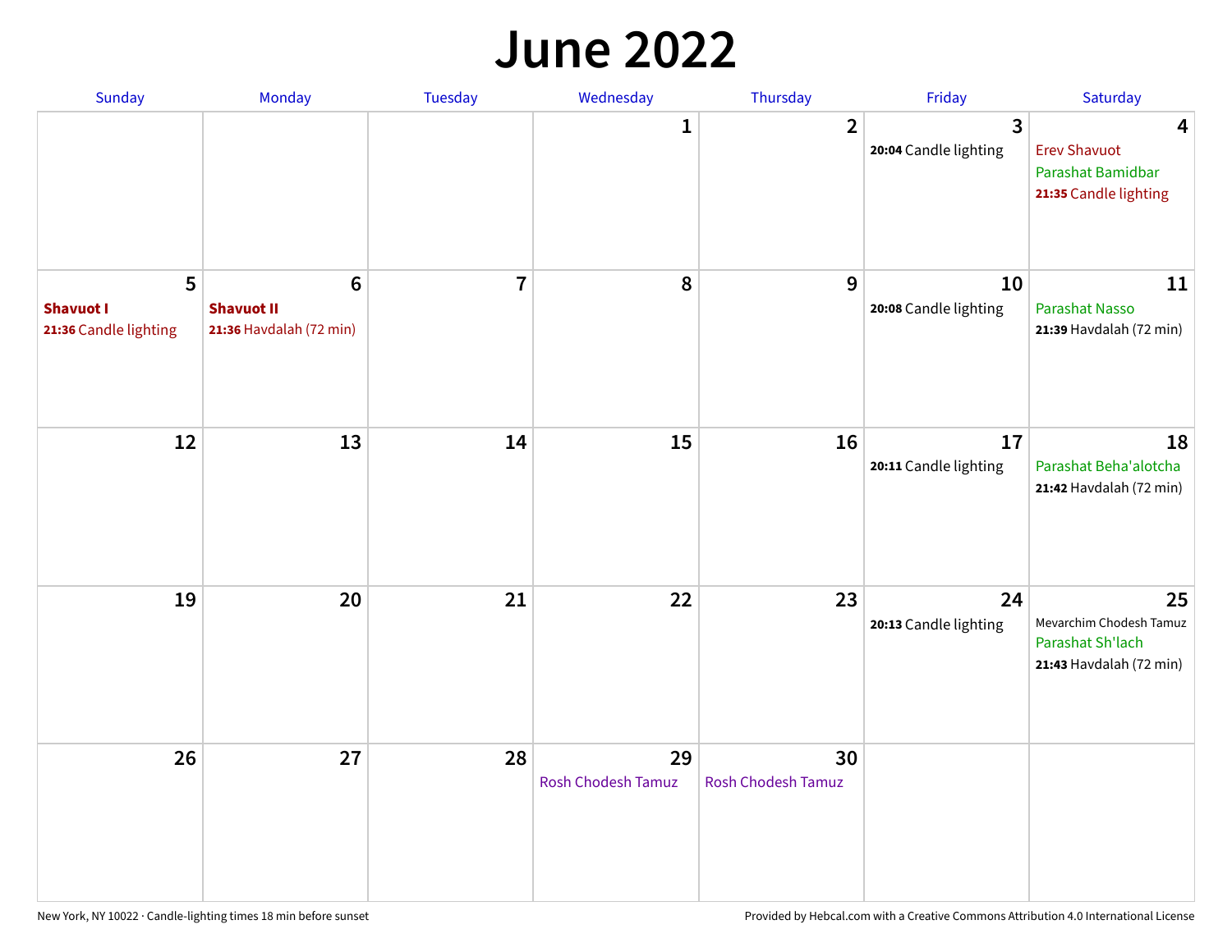# June 2022

| Sunday | Monday | Tuesday | Wednesday | Thursday | Friday | Saturday |
|---|---|---|---|---|---|---|
| | | | 1 | 2 | 3<br>**20:04** Candle lighting | 4<br>Erev Shavuot<br>Parashat Bamidbar<br>**21:35** Candle lighting |
| 5<br>**Shavuot I**<br>**21:36** Candle lighting | 6<br>**Shavuot II**<br>**21:36** Havdalah (72 min) | 7 | 8 | 9 | 10<br>**20:08** Candle lighting | 11<br>Parashat Nasso<br>**21:39** Havdalah (72 min) |
| 12 | 13 | 14 | 15 | 16 | 17<br>**20:11** Candle lighting | 18<br>Parashat Beha'alotcha<br>**21:42** Havdalah (72 min) |
| 19 | 20 | 21 | 22 | 23 | 24<br>**20:13** Candle lighting | 25<br>Mevarchim Chodesh Tamuz<br>Parashat Sh'lach<br>**21:43** Havdalah (72 min) |
| 26 | 27 | 28 | 29<br>Rosh Chodesh Tamuz | 30<br>Rosh Chodesh Tamuz | | |

New York, NY 10022 · Candle-lighting times 18 min before sunset

Provided by Hebcal.com with a Creative Commons Attribution 4.0 International License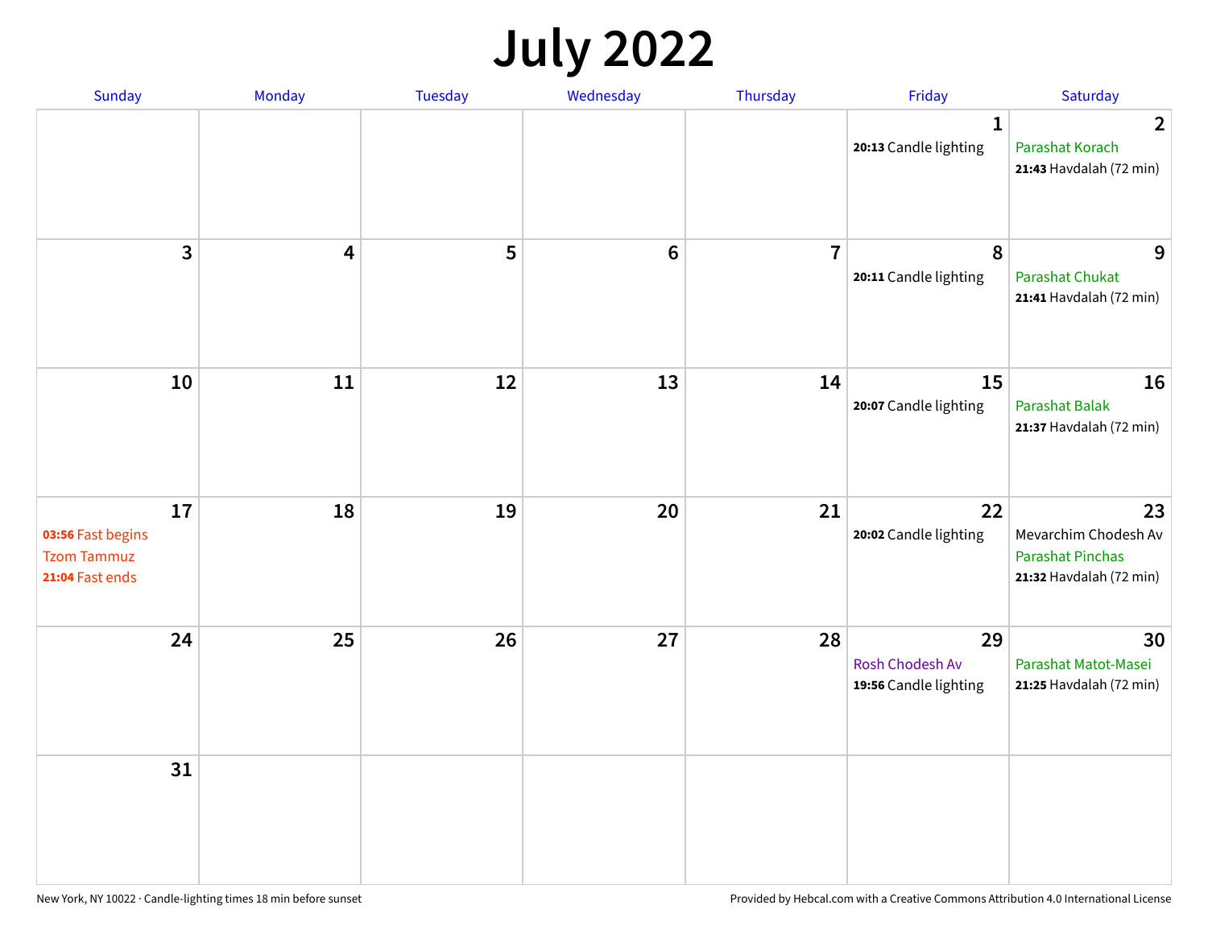# July 2022

| Sunday | Monday | Tuesday | Wednesday | Thursday | Friday | Saturday |
|---|---|---|---|---|---|---|
| | | | | | 1<br>**20:13** Candle lighting | 2<br>Parashat Korach<br>**21:43** Havdalah (72 min) |
| 3 | 4 | 5 | 6 | 7 | 8<br>**20:11** Candle lighting | 9<br>Parashat Chukat<br>**21:41** Havdalah (72 min) |
| 10 | 11 | 12 | 13 | 14 | 15<br>**20:07** Candle lighting | 16<br>Parashat Balak<br>**21:37** Havdalah (72 min) |
| 17<br>**03:56** Fast begins<br>Tzom Tammuz<br>**21:04** Fast ends | 18 | 19 | 20 | 21 | 22<br>**20:02** Candle lighting | 23<br>Mevarchim Chodesh Av<br>Parashat Pinchas<br>**21:32** Havdalah (72 min) |
| 24 | 25 | 26 | 27 | 28 | 29<br>Rosh Chodesh Av<br>**19:56** Candle lighting | 30<br>Parashat Matot-Masei<br>**21:25** Havdalah (72 min) |
| 31 | | | | | | |

New York, NY 10022 · Candle-lighting times 18 min before sunset

Provided by Hebcal.com with a Creative Commons Attribution 4.0 International License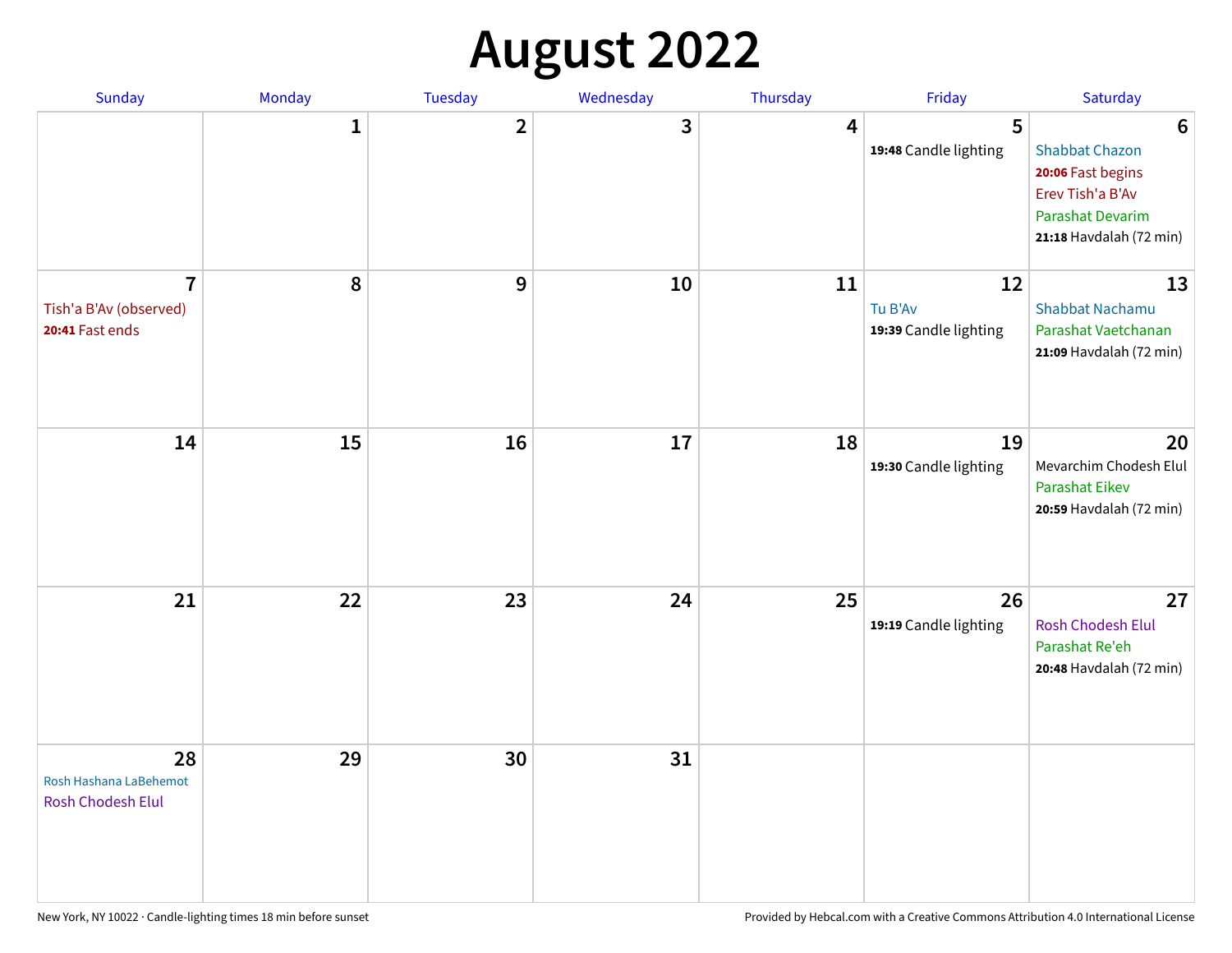# August 2022

| Sunday | Monday | Tuesday | Wednesday | Thursday | Friday | Saturday |
|---|---|---|---|---|---|---|
| | 1 | 2 | 3 | 4 | 5<br>**19:48** Candle lighting | 6<br>Shabbat Chazon<br>**20:06** Fast begins<br>Erev Tish'a B'Av<br>Parashat Devarim<br>**21:18** Havdalah (72 min) |
| 7<br>Tish'a B'Av (observed)<br>**20:41** Fast ends | 8 | 9 | 10 | 11 | 12<br>Tu B'Av<br>**19:39** Candle lighting | 13<br>Shabbat Nachamu<br>Parashat Vaetchanan<br>**21:09** Havdalah (72 min) |
| 14 | 15 | 16 | 17 | 18 | 19<br>**19:30** Candle lighting | 20<br>Mevarchim Chodesh Elul<br>Parashat Eikev<br>**20:59** Havdalah (72 min) |
| 21 | 22 | 23 | 24 | 25 | 26<br>**19:19** Candle lighting | 27<br>Rosh Chodesh Elul<br>Parashat Re'eh<br>**20:48** Havdalah (72 min) |
| 28<br>Rosh Hashana LaBehemot<br>Rosh Chodesh Elul | 29 | 30 | 31 | | | |

New York, NY 10022 · Candle-lighting times 18 min before sunset

Provided by Hebcal.com with a Creative Commons Attribution 4.0 International License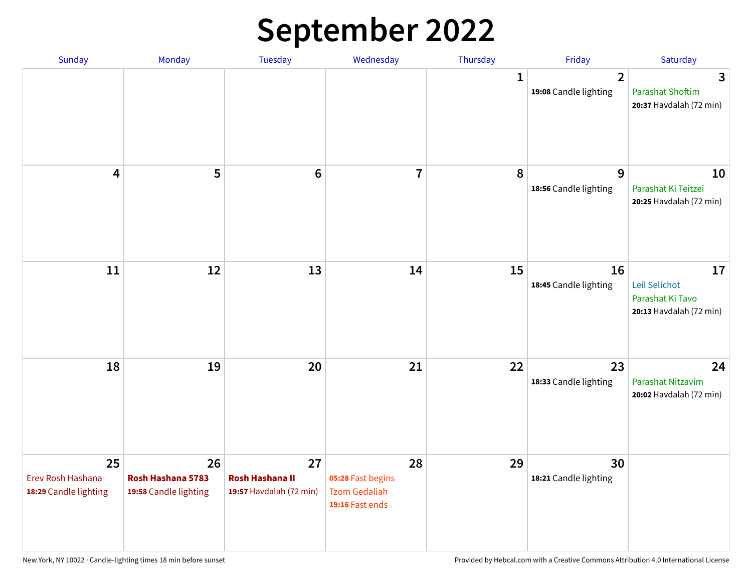# September 2022

| Sunday | Monday | Tuesday | Wednesday | Thursday | Friday | Saturday |
|---|---|---|---|---|---|---|
| | | | | 1 | 2<br>**19:08** Candle lighting | 3<br>Parashat Shoftim<br>**20:37** Havdalah (72 min) |
| 4 | 5 | 6 | 7 | 8 | 9<br>**18:56** Candle lighting | 10<br>Parashat Ki Teitzei<br>**20:25** Havdalah (72 min) |
| 11 | 12 | 13 | 14 | 15 | 16<br>**18:45** Candle lighting | 17<br>Leil Selichot<br>Parashat Ki Tavo<br>**20:13** Havdalah (72 min) |
| 18 | 19 | 20 | 21 | 22 | 23<br>**18:33** Candle lighting | 24<br>Parashat Nitzavim<br>**20:02** Havdalah (72 min) |
| 25<br>Erev Rosh Hashana<br>**18:29** Candle lighting | 26<br>**Rosh Hashana 5783**<br>**19:58** Candle lighting | 27<br>**Rosh Hashana II**<br>**19:57** Havdalah (72 min) | 28<br>**05:28** Fast begins<br>Tzom Gedaliah<br>**19:16** Fast ends | 29 | 30<br>**18:21** Candle lighting | |

New York, NY 10022 · Candle-lighting times 18 min before sunset

Provided by Hebcal.com with a Creative Commons Attribution 4.0 International License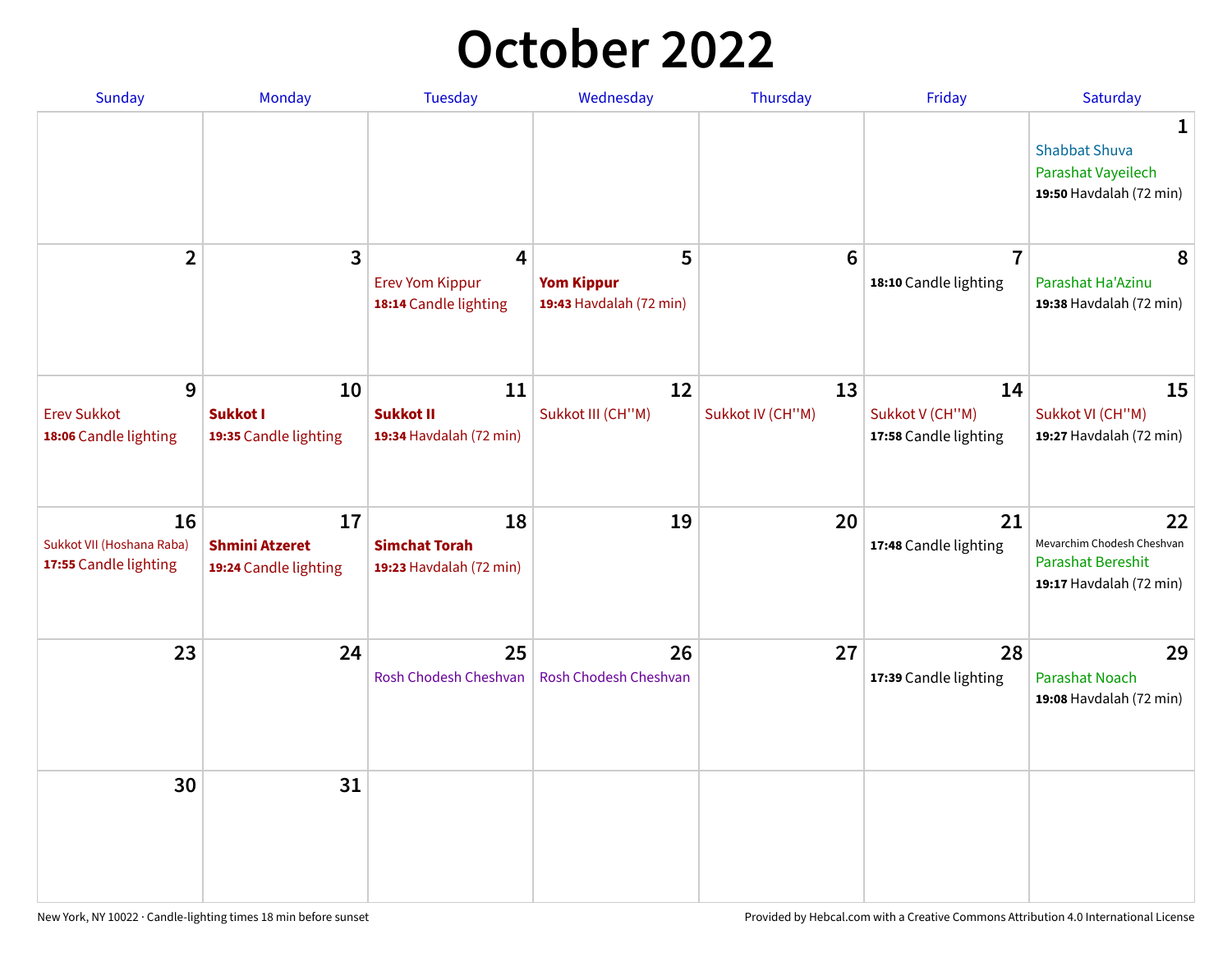# October 2022

| Sunday | Monday | Tuesday | Wednesday | Thursday | Friday | Saturday |
|---|---|---|---|---|---|---|
| | | | | | | **1**<br>Shabbat Shuva<br>Parashat Vayeilech<br>**19:50** Havdalah (72 min) |
| **2** | **3** | **4**<br>Erev Yom Kippur<br>**18:14** Candle lighting | **5**<br>**Yom Kippur**<br>**19:43** Havdalah (72 min) | **6** | **7**<br>**18:10** Candle lighting | **8**<br>Parashat Ha'Azinu<br>**19:38** Havdalah (72 min) |
| **9**<br>Erev Sukkot<br>**18:06** Candle lighting | **10**<br>**Sukkot I**<br>**19:35** Candle lighting | **11**<br>**Sukkot II**<br>**19:34** Havdalah (72 min) | **12**<br>Sukkot III (CH''M) | **13**<br>Sukkot IV (CH''M) | **14**<br>Sukkot V (CH''M)<br>**17:58** Candle lighting | **15**<br>Sukkot VI (CH''M)<br>**19:27** Havdalah (72 min) |
| **16**<br>Sukkot VII (Hoshana Raba)<br>**17:55** Candle lighting | **17**<br>**Shmini Atzeret**<br>**19:24** Candle lighting | **18**<br>**Simchat Torah**<br>**19:23** Havdalah (72 min) | **19** | **20** | **21**<br>**17:48** Candle lighting | **22**<br>Mevarchim Chodesh Cheshvan<br>Parashat Bereshit<br>**19:17** Havdalah (72 min) |
| **23** | **24** | **25**<br>Rosh Chodesh Cheshvan | **26**<br>Rosh Chodesh Cheshvan | **27** | **28**<br>**17:39** Candle lighting | **29**<br>Parashat Noach<br>**19:08** Havdalah (72 min) |
| **30** | **31** | | | | | |

New York, NY 10022 · Candle-lighting times 18 min before sunset

Provided by Hebcal.com with a Creative Commons Attribution 4.0 International License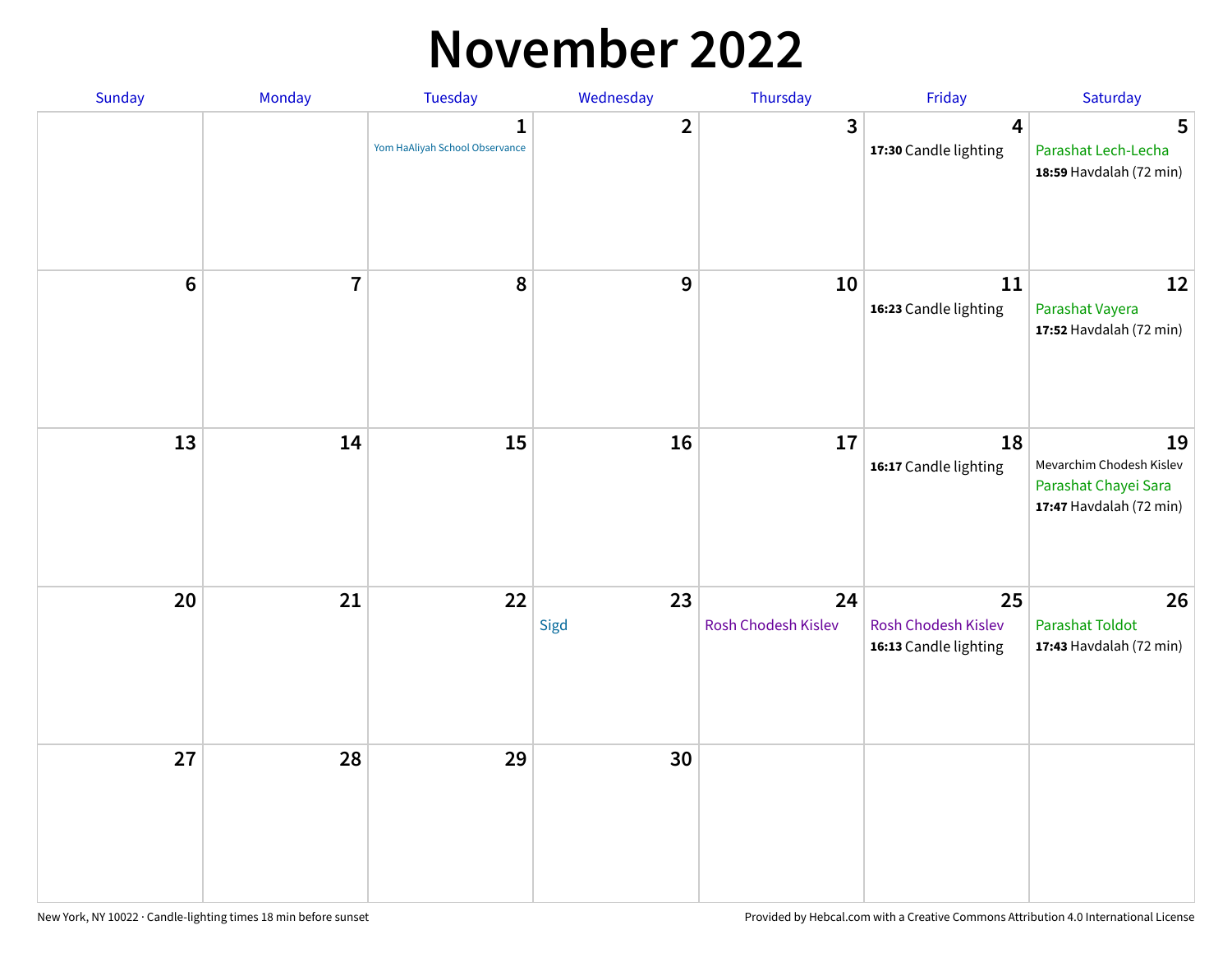# November 2022

| Sunday | Monday | Tuesday | Wednesday | Thursday | Friday | Saturday |
|---|---|---|---|---|---|---|
| | | 1<br>Yom HaAliyah School Observance | 2 | 3 | 4<br>**17:30** Candle lighting | 5<br>Parashat Lech-Lecha<br>**18:59** Havdalah (72 min) |
| 6 | 7 | 8 | 9 | 10 | 11<br>**16:23** Candle lighting | 12<br>Parashat Vayera<br>**17:52** Havdalah (72 min) |
| 13 | 14 | 15 | 16 | 17 | 18<br>**16:17** Candle lighting | 19<br>Mevarchim Chodesh Kislev<br>Parashat Chayei Sara<br>**17:47** Havdalah (72 min) |
| 20 | 21 | 22 | 23<br>Sigd | 24<br>Rosh Chodesh Kislev | 25<br>Rosh Chodesh Kislev<br>**16:13** Candle lighting | 26<br>Parashat Toldot<br>**17:43** Havdalah (72 min) |
| 27 | 28 | 29 | 30 | | | |

New York, NY 10022 · Candle-lighting times 18 min before sunset

Provided by Hebcal.com with a Creative Commons Attribution 4.0 International License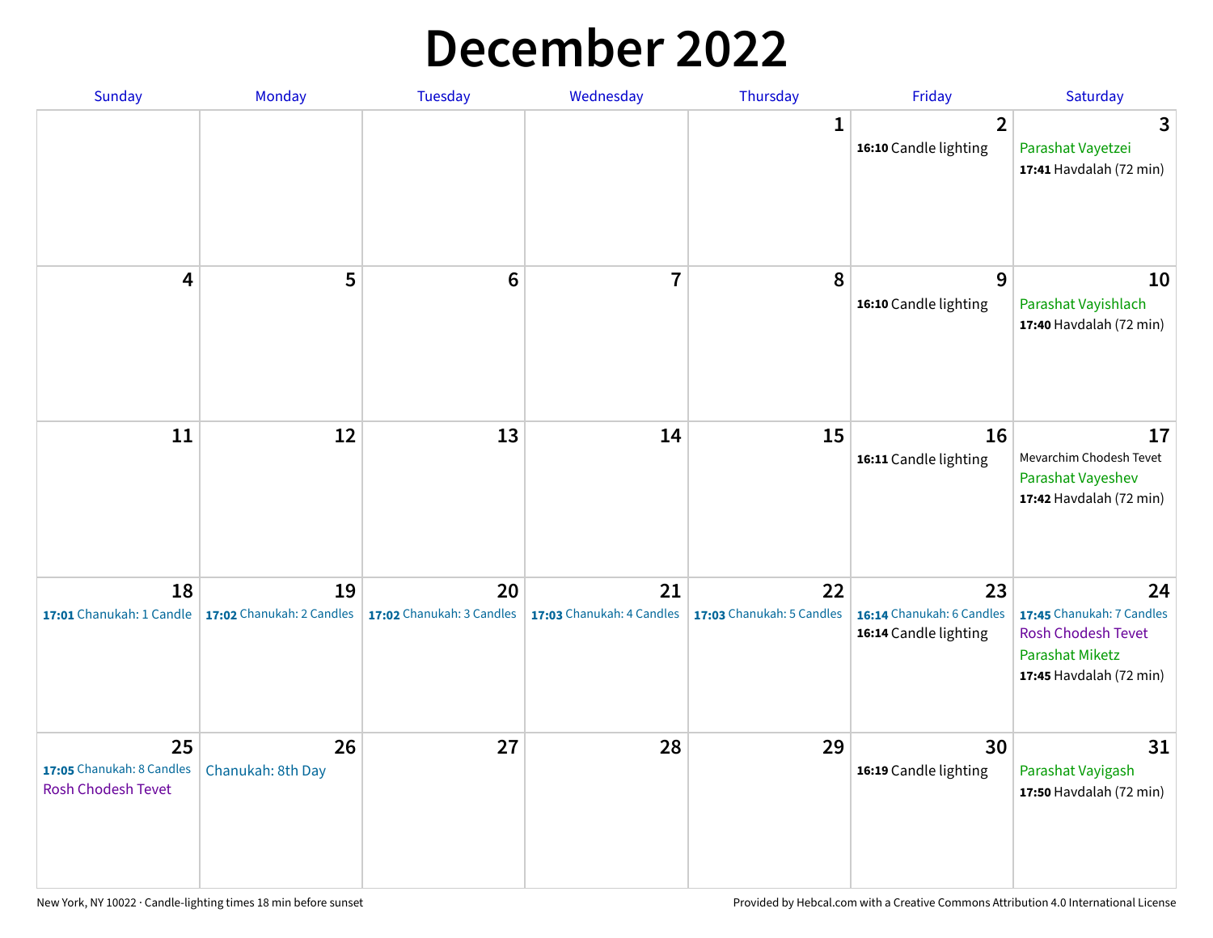# December 2022

| Sunday | Monday | Tuesday | Wednesday | Thursday | Friday | Saturday |
|---|---|---|---|---|---|---|
| | | | | 1 | 2<br>**16:10** Candle lighting | 3<br>Parashat Vayetzei<br>**17:41** Havdalah (72 min) |
| 4 | 5 | 6 | 7 | 8 | 9<br>**16:10** Candle lighting | 10<br>Parashat Vayishlach<br>**17:40** Havdalah (72 min) |
| 11 | 12 | 13 | 14 | 15 | 16<br>**16:11** Candle lighting | 17<br>Mevarchim Chodesh Tevet<br>Parashat Vayeshev<br>**17:42** Havdalah (72 min) |
| 18<br>**17:01** Chanukah: 1 Candle | 19<br>**17:02** Chanukah: 2 Candles | 20<br>**17:02** Chanukah: 3 Candles | 21<br>**17:03** Chanukah: 4 Candles | 22<br>**17:03** Chanukah: 5 Candles | 23<br>**16:14** Chanukah: 6 Candles<br>**16:14** Candle lighting | 24<br>**17:45** Chanukah: 7 Candles<br>Rosh Chodesh Tevet<br>Parashat Miketz<br>**17:45** Havdalah (72 min) |
| 25<br>**17:05** Chanukah: 8 Candles<br>Rosh Chodesh Tevet | 26<br>Chanukah: 8th Day | 27 | 28 | 29 | 30<br>**16:19** Candle lighting | 31<br>Parashat Vayigash<br>**17:50** Havdalah (72 min) |

New York, NY 10022 · Candle-lighting times 18 min before sunset

Provided by Hebcal.com with a Creative Commons Attribution 4.0 International License